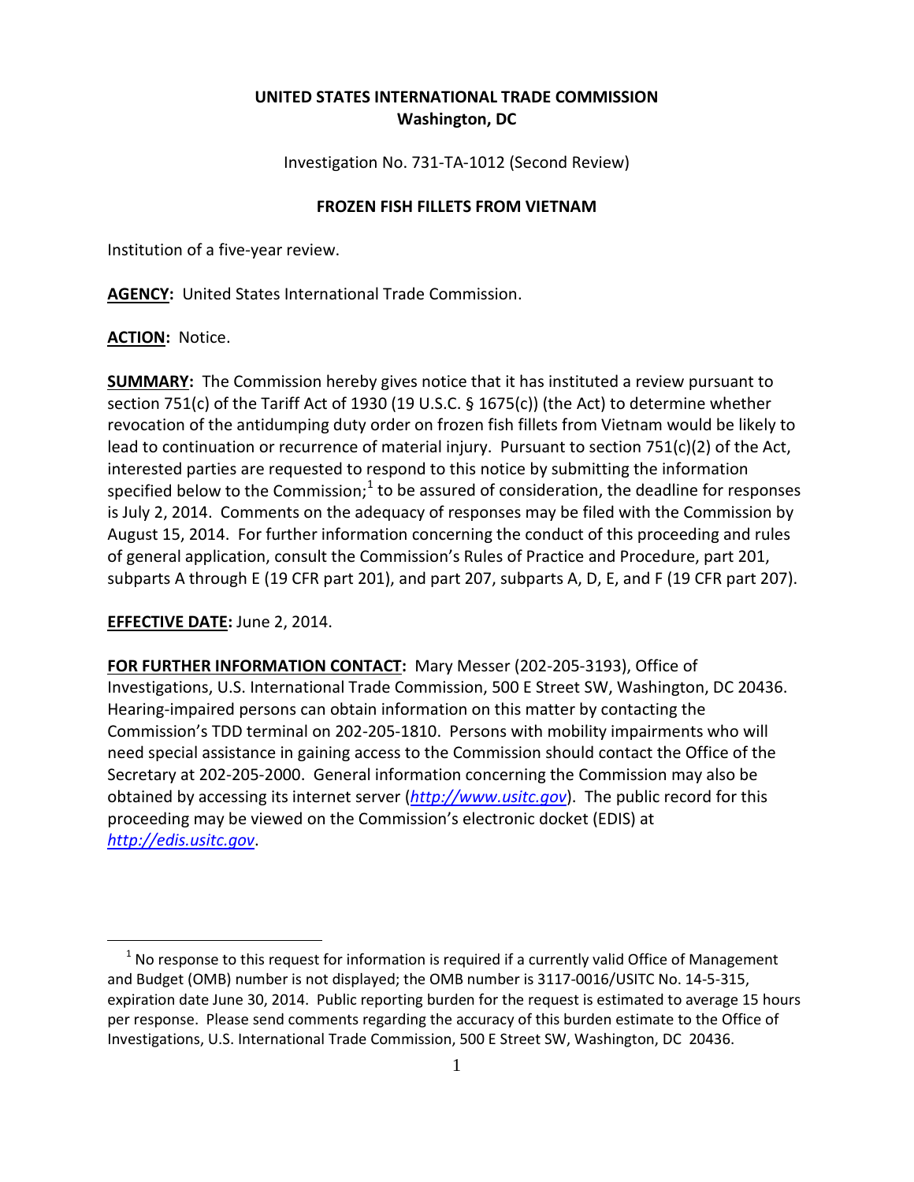**UNITED STATES INTERNATIONAL TRADE COMMISSION**
**Washington, DC**

Investigation No. 731-TA-1012 (Second Review)

**FROZEN FISH FILLETS FROM VIETNAM**

Institution of a five-year review.

**AGENCY:** United States International Trade Commission.

**ACTION:** Notice.

**SUMMARY:** The Commission hereby gives notice that it has instituted a review pursuant to section 751(c) of the Tariff Act of 1930 (19 U.S.C. § 1675(c)) (the Act) to determine whether revocation of the antidumping duty order on frozen fish fillets from Vietnam would be likely to lead to continuation or recurrence of material injury. Pursuant to section 751(c)(2) of the Act, interested parties are requested to respond to this notice by submitting the information specified below to the Commission;[1] to be assured of consideration, the deadline for responses is July 2, 2014. Comments on the adequacy of responses may be filed with the Commission by August 15, 2014. For further information concerning the conduct of this proceeding and rules of general application, consult the Commission's Rules of Practice and Procedure, part 201, subparts A through E (19 CFR part 201), and part 207, subparts A, D, E, and F (19 CFR part 207).

**EFFECTIVE DATE:** June 2, 2014.

**FOR FURTHER INFORMATION CONTACT:** Mary Messer (202-205-3193), Office of Investigations, U.S. International Trade Commission, 500 E Street SW, Washington, DC 20436. Hearing-impaired persons can obtain information on this matter by contacting the Commission's TDD terminal on 202-205-1810. Persons with mobility impairments who will need special assistance in gaining access to the Commission should contact the Office of the Secretary at 202-205-2000. General information concerning the Commission may also be obtained by accessing its internet server (*http://www.usitc.gov*). The public record for this proceeding may be viewed on the Commission's electronic docket (EDIS) at *http://edis.usitc.gov*.

---

[1] No response to this request for information is required if a currently valid Office of Management and Budget (OMB) number is not displayed; the OMB number is 3117-0016/USITC No. 14-5-315, expiration date June 30, 2014. Public reporting burden for the request is estimated to average 15 hours per response. Please send comments regarding the accuracy of this burden estimate to the Office of Investigations, U.S. International Trade Commission, 500 E Street SW, Washington, DC 20436.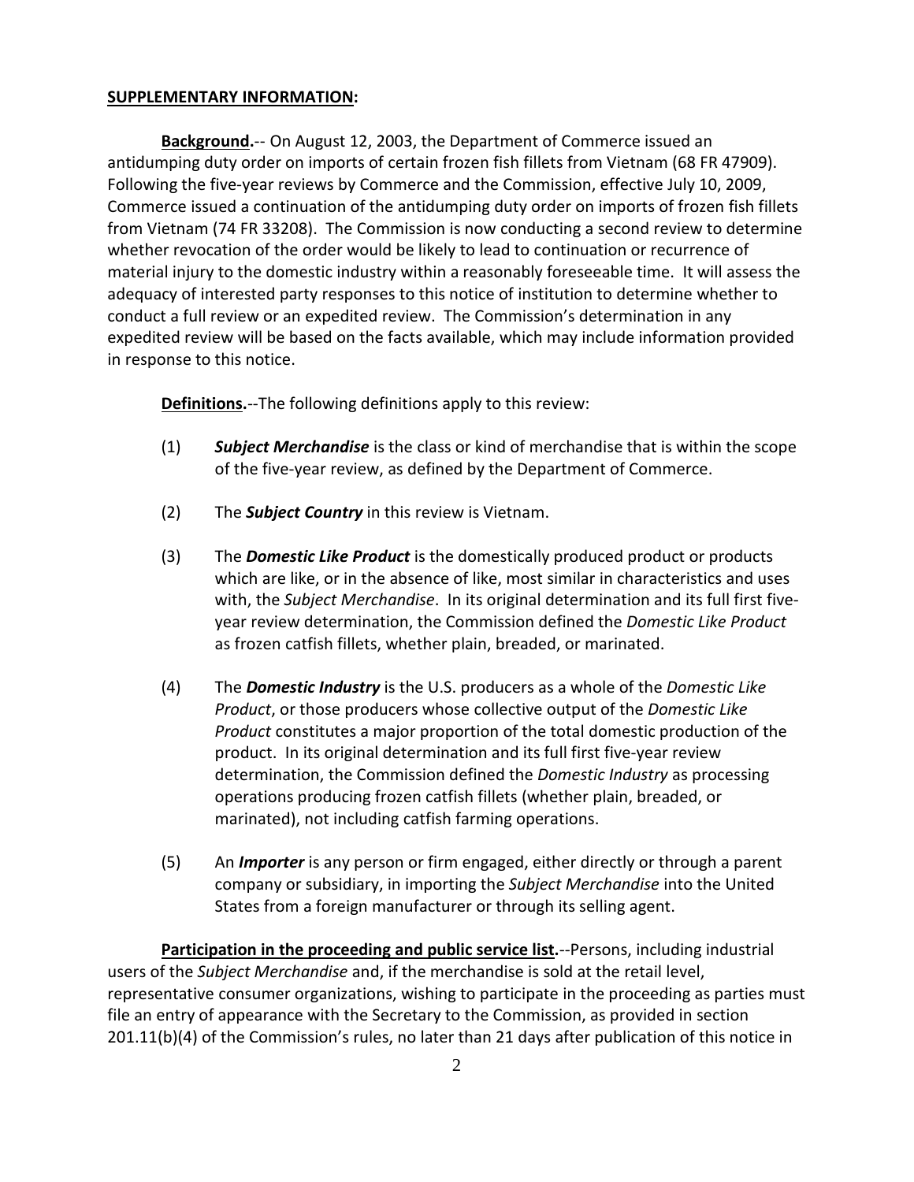**SUPPLEMENTARY INFORMATION:**

**Background.**-- On August 12, 2003, the Department of Commerce issued an antidumping duty order on imports of certain frozen fish fillets from Vietnam (68 FR 47909). Following the five-year reviews by Commerce and the Commission, effective July 10, 2009, Commerce issued a continuation of the antidumping duty order on imports of frozen fish fillets from Vietnam (74 FR 33208). The Commission is now conducting a second review to determine whether revocation of the order would be likely to lead to continuation or recurrence of material injury to the domestic industry within a reasonably foreseeable time. It will assess the adequacy of interested party responses to this notice of institution to determine whether to conduct a full review or an expedited review. The Commission's determination in any expedited review will be based on the facts available, which may include information provided in response to this notice.

**Definitions.**--The following definitions apply to this review:

(1) ***Subject Merchandise*** is the class or kind of merchandise that is within the scope of the five-year review, as defined by the Department of Commerce.

(2) The ***Subject Country*** in this review is Vietnam.

(3) The ***Domestic Like Product*** is the domestically produced product or products which are like, or in the absence of like, most similar in characteristics and uses with, the *Subject Merchandise*. In its original determination and its full first five-year review determination, the Commission defined the *Domestic Like Product* as frozen catfish fillets, whether plain, breaded, or marinated.

(4) The ***Domestic Industry*** is the U.S. producers as a whole of the *Domestic Like Product*, or those producers whose collective output of the *Domestic Like Product* constitutes a major proportion of the total domestic production of the product. In its original determination and its full first five-year review determination, the Commission defined the *Domestic Industry* as processing operations producing frozen catfish fillets (whether plain, breaded, or marinated), not including catfish farming operations.

(5) An ***Importer*** is any person or firm engaged, either directly or through a parent company or subsidiary, in importing the *Subject Merchandise* into the United States from a foreign manufacturer or through its selling agent.

**Participation in the proceeding and public service list.**--Persons, including industrial users of the *Subject Merchandise* and, if the merchandise is sold at the retail level, representative consumer organizations, wishing to participate in the proceeding as parties must file an entry of appearance with the Secretary to the Commission, as provided in section 201.11(b)(4) of the Commission's rules, no later than 21 days after publication of this notice in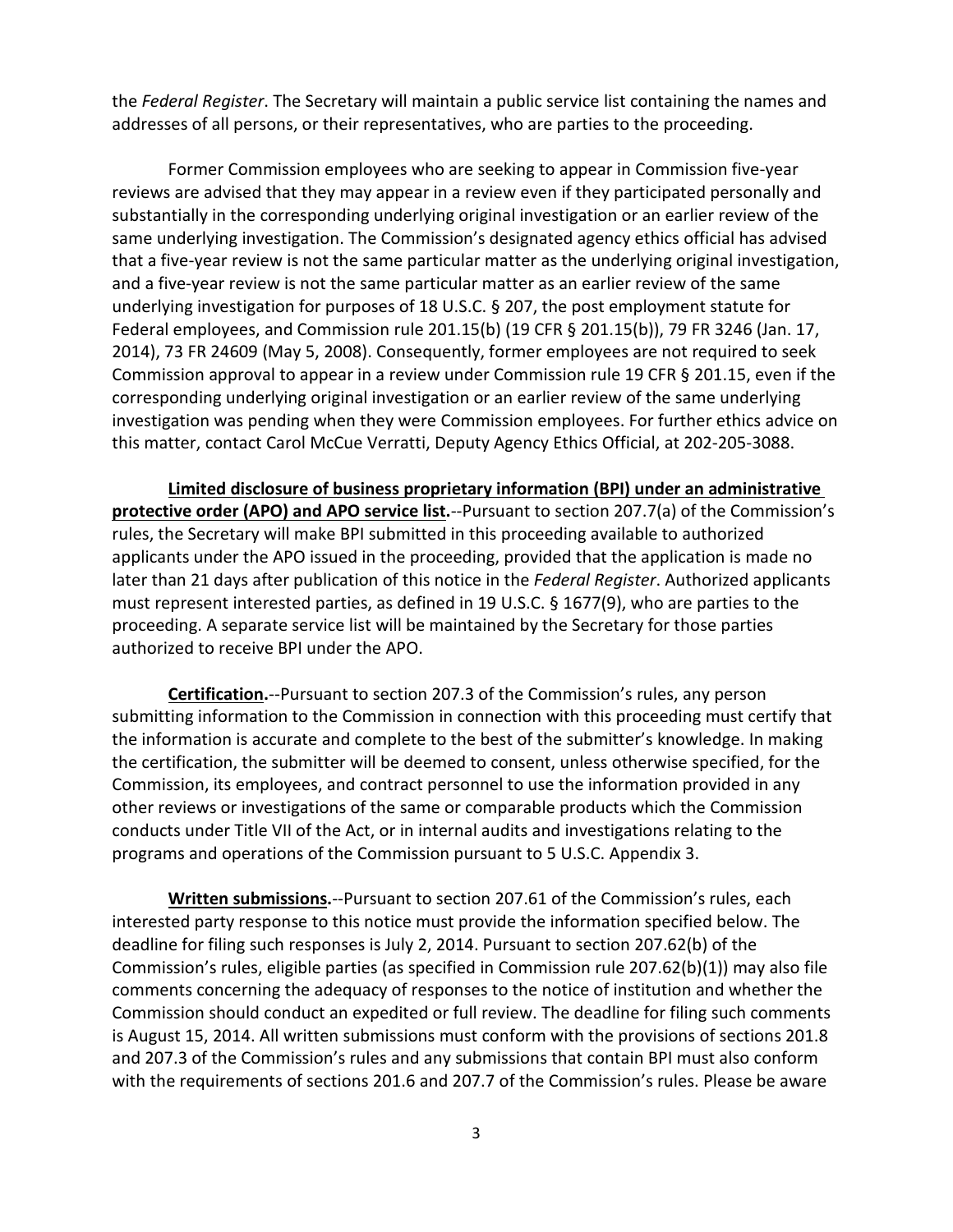the *Federal Register*. The Secretary will maintain a public service list containing the names and addresses of all persons, or their representatives, who are parties to the proceeding.

Former Commission employees who are seeking to appear in Commission five-year reviews are advised that they may appear in a review even if they participated personally and substantially in the corresponding underlying original investigation or an earlier review of the same underlying investigation. The Commission's designated agency ethics official has advised that a five-year review is not the same particular matter as the underlying original investigation, and a five-year review is not the same particular matter as an earlier review of the same underlying investigation for purposes of 18 U.S.C. § 207, the post employment statute for Federal employees, and Commission rule 201.15(b) (19 CFR § 201.15(b)), 79 FR 3246 (Jan. 17, 2014), 73 FR 24609 (May 5, 2008). Consequently, former employees are not required to seek Commission approval to appear in a review under Commission rule 19 CFR § 201.15, even if the corresponding underlying original investigation or an earlier review of the same underlying investigation was pending when they were Commission employees. For further ethics advice on this matter, contact Carol McCue Verratti, Deputy Agency Ethics Official, at 202-205-3088.

**Limited disclosure of business proprietary information (BPI) under an administrative protective order (APO) and APO service list.**--Pursuant to section 207.7(a) of the Commission's rules, the Secretary will make BPI submitted in this proceeding available to authorized applicants under the APO issued in the proceeding, provided that the application is made no later than 21 days after publication of this notice in the *Federal Register*. Authorized applicants must represent interested parties, as defined in 19 U.S.C. § 1677(9), who are parties to the proceeding. A separate service list will be maintained by the Secretary for those parties authorized to receive BPI under the APO.

**Certification.**--Pursuant to section 207.3 of the Commission's rules, any person submitting information to the Commission in connection with this proceeding must certify that the information is accurate and complete to the best of the submitter's knowledge. In making the certification, the submitter will be deemed to consent, unless otherwise specified, for the Commission, its employees, and contract personnel to use the information provided in any other reviews or investigations of the same or comparable products which the Commission conducts under Title VII of the Act, or in internal audits and investigations relating to the programs and operations of the Commission pursuant to 5 U.S.C. Appendix 3.

**Written submissions.**--Pursuant to section 207.61 of the Commission's rules, each interested party response to this notice must provide the information specified below. The deadline for filing such responses is July 2, 2014. Pursuant to section 207.62(b) of the Commission's rules, eligible parties (as specified in Commission rule 207.62(b)(1)) may also file comments concerning the adequacy of responses to the notice of institution and whether the Commission should conduct an expedited or full review. The deadline for filing such comments is August 15, 2014. All written submissions must conform with the provisions of sections 201.8 and 207.3 of the Commission's rules and any submissions that contain BPI must also conform with the requirements of sections 201.6 and 207.7 of the Commission's rules. Please be aware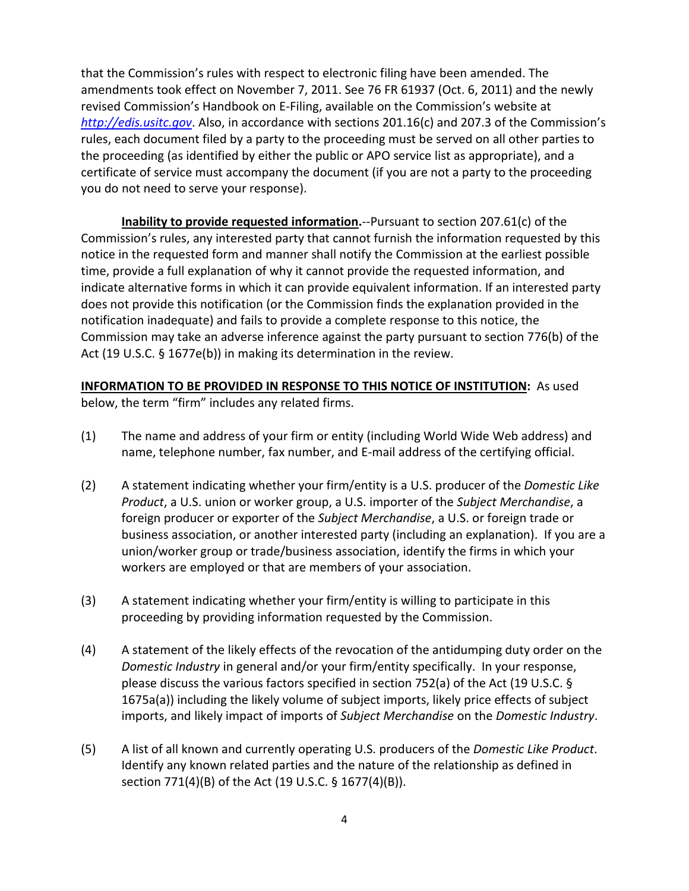that the Commission's rules with respect to electronic filing have been amended. The amendments took effect on November 7, 2011. See 76 FR 61937 (Oct. 6, 2011) and the newly revised Commission's Handbook on E-Filing, available on the Commission's website at *http://edis.usitc.gov*. Also, in accordance with sections 201.16(c) and 207.3 of the Commission's rules, each document filed by a party to the proceeding must be served on all other parties to the proceeding (as identified by either the public or APO service list as appropriate), and a certificate of service must accompany the document (if you are not a party to the proceeding you do not need to serve your response).

**Inability to provide requested information.**--Pursuant to section 207.61(c) of the Commission's rules, any interested party that cannot furnish the information requested by this notice in the requested form and manner shall notify the Commission at the earliest possible time, provide a full explanation of why it cannot provide the requested information, and indicate alternative forms in which it can provide equivalent information. If an interested party does not provide this notification (or the Commission finds the explanation provided in the notification inadequate) and fails to provide a complete response to this notice, the Commission may take an adverse inference against the party pursuant to section 776(b) of the Act (19 U.S.C. § 1677e(b)) in making its determination in the review.

**INFORMATION TO BE PROVIDED IN RESPONSE TO THIS NOTICE OF INSTITUTION:** As used below, the term "firm" includes any related firms.

(1) The name and address of your firm or entity (including World Wide Web address) and name, telephone number, fax number, and E-mail address of the certifying official.

(2) A statement indicating whether your firm/entity is a U.S. producer of the *Domestic Like Product*, a U.S. union or worker group, a U.S. importer of the *Subject Merchandise*, a foreign producer or exporter of the *Subject Merchandise*, a U.S. or foreign trade or business association, or another interested party (including an explanation). If you are a union/worker group or trade/business association, identify the firms in which your workers are employed or that are members of your association.

(3) A statement indicating whether your firm/entity is willing to participate in this proceeding by providing information requested by the Commission.

(4) A statement of the likely effects of the revocation of the antidumping duty order on the *Domestic Industry* in general and/or your firm/entity specifically. In your response, please discuss the various factors specified in section 752(a) of the Act (19 U.S.C. § 1675a(a)) including the likely volume of subject imports, likely price effects of subject imports, and likely impact of imports of *Subject Merchandise* on the *Domestic Industry*.

(5) A list of all known and currently operating U.S. producers of the *Domestic Like Product*. Identify any known related parties and the nature of the relationship as defined in section 771(4)(B) of the Act (19 U.S.C. § 1677(4)(B)).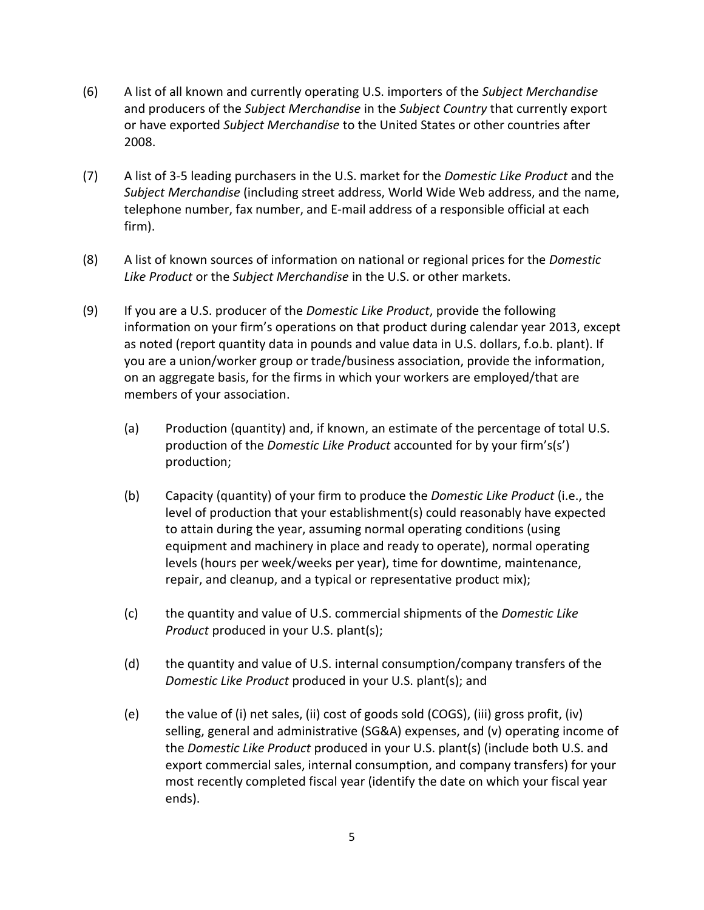(6) A list of all known and currently operating U.S. importers of the *Subject Merchandise* and producers of the *Subject Merchandise* in the *Subject Country* that currently export or have exported *Subject Merchandise* to the United States or other countries after 2008.

(7) A list of 3-5 leading purchasers in the U.S. market for the *Domestic Like Product* and the *Subject Merchandise* (including street address, World Wide Web address, and the name, telephone number, fax number, and E-mail address of a responsible official at each firm).

(8) A list of known sources of information on national or regional prices for the *Domestic Like Product* or the *Subject Merchandise* in the U.S. or other markets.

(9) If you are a U.S. producer of the *Domestic Like Product*, provide the following information on your firm's operations on that product during calendar year 2013, except as noted (report quantity data in pounds and value data in U.S. dollars, f.o.b. plant). If you are a union/worker group or trade/business association, provide the information, on an aggregate basis, for the firms in which your workers are employed/that are members of your association.

   (a) Production (quantity) and, if known, an estimate of the percentage of total U.S. production of the *Domestic Like Product* accounted for by your firm's(s') production;

   (b) Capacity (quantity) of your firm to produce the *Domestic Like Product* (i.e., the level of production that your establishment(s) could reasonably have expected to attain during the year, assuming normal operating conditions (using equipment and machinery in place and ready to operate), normal operating levels (hours per week/weeks per year), time for downtime, maintenance, repair, and cleanup, and a typical or representative product mix);

   (c) the quantity and value of U.S. commercial shipments of the *Domestic Like Product* produced in your U.S. plant(s);

   (d) the quantity and value of U.S. internal consumption/company transfers of the *Domestic Like Product* produced in your U.S. plant(s); and

   (e) the value of (i) net sales, (ii) cost of goods sold (COGS), (iii) gross profit, (iv) selling, general and administrative (SG&A) expenses, and (v) operating income of the *Domestic Like Product* produced in your U.S. plant(s) (include both U.S. and export commercial sales, internal consumption, and company transfers) for your most recently completed fiscal year (identify the date on which your fiscal year ends).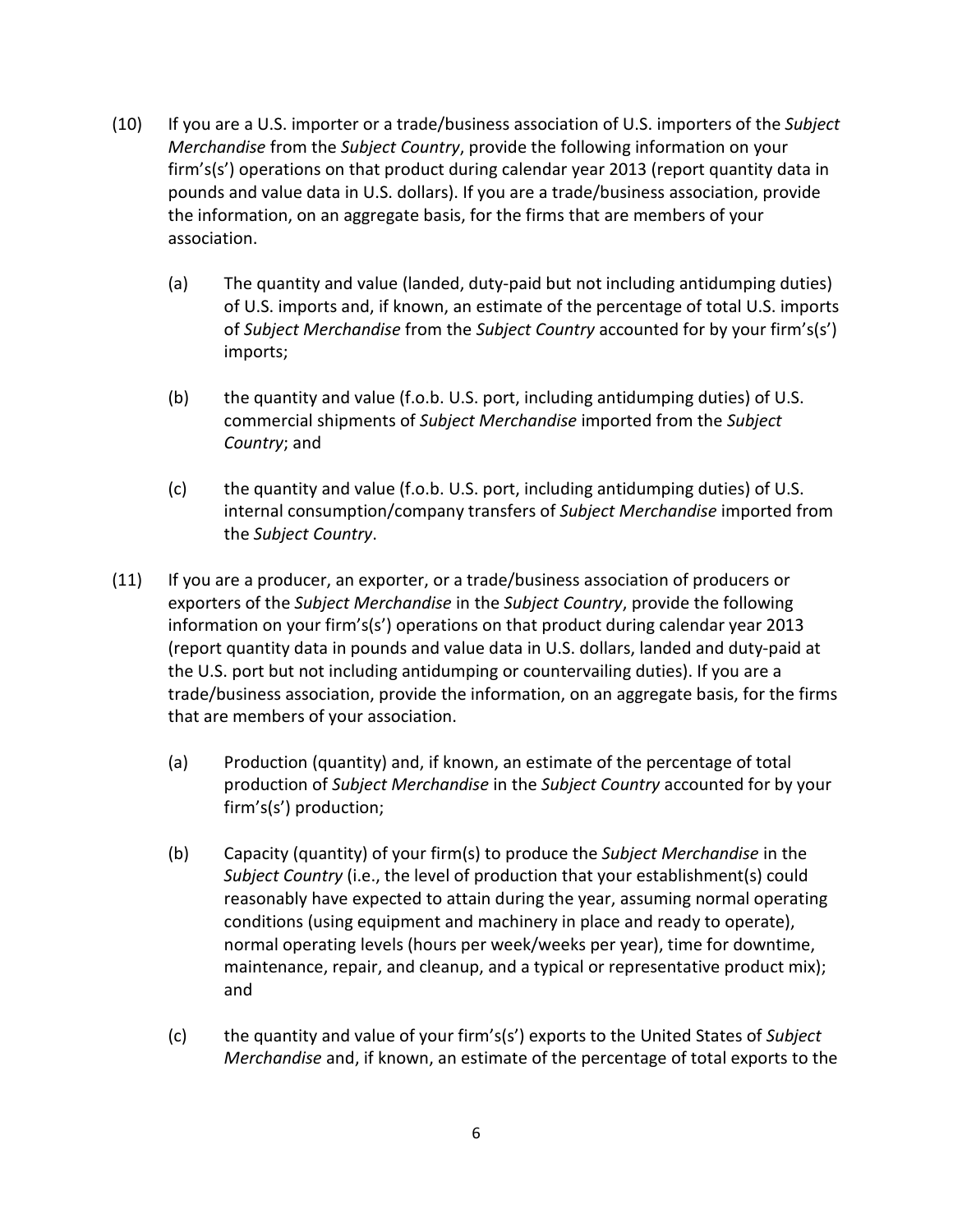(10) If you are a U.S. importer or a trade/business association of U.S. importers of the *Subject Merchandise* from the *Subject Country*, provide the following information on your firm's(s') operations on that product during calendar year 2013 (report quantity data in pounds and value data in U.S. dollars). If you are a trade/business association, provide the information, on an aggregate basis, for the firms that are members of your association.

   (a) The quantity and value (landed, duty-paid but not including antidumping duties) of U.S. imports and, if known, an estimate of the percentage of total U.S. imports of *Subject Merchandise* from the *Subject Country* accounted for by your firm's(s') imports;

   (b) the quantity and value (f.o.b. U.S. port, including antidumping duties) of U.S. commercial shipments of *Subject Merchandise* imported from the *Subject Country*; and

   (c) the quantity and value (f.o.b. U.S. port, including antidumping duties) of U.S. internal consumption/company transfers of *Subject Merchandise* imported from the *Subject Country*.

(11) If you are a producer, an exporter, or a trade/business association of producers or exporters of the *Subject Merchandise* in the *Subject Country*, provide the following information on your firm's(s') operations on that product during calendar year 2013 (report quantity data in pounds and value data in U.S. dollars, landed and duty-paid at the U.S. port but not including antidumping or countervailing duties). If you are a trade/business association, provide the information, on an aggregate basis, for the firms that are members of your association.

   (a) Production (quantity) and, if known, an estimate of the percentage of total production of *Subject Merchandise* in the *Subject Country* accounted for by your firm's(s') production;

   (b) Capacity (quantity) of your firm(s) to produce the *Subject Merchandise* in the *Subject Country* (i.e., the level of production that your establishment(s) could reasonably have expected to attain during the year, assuming normal operating conditions (using equipment and machinery in place and ready to operate), normal operating levels (hours per week/weeks per year), time for downtime, maintenance, repair, and cleanup, and a typical or representative product mix); and

   (c) the quantity and value of your firm's(s') exports to the United States of *Subject Merchandise* and, if known, an estimate of the percentage of total exports to the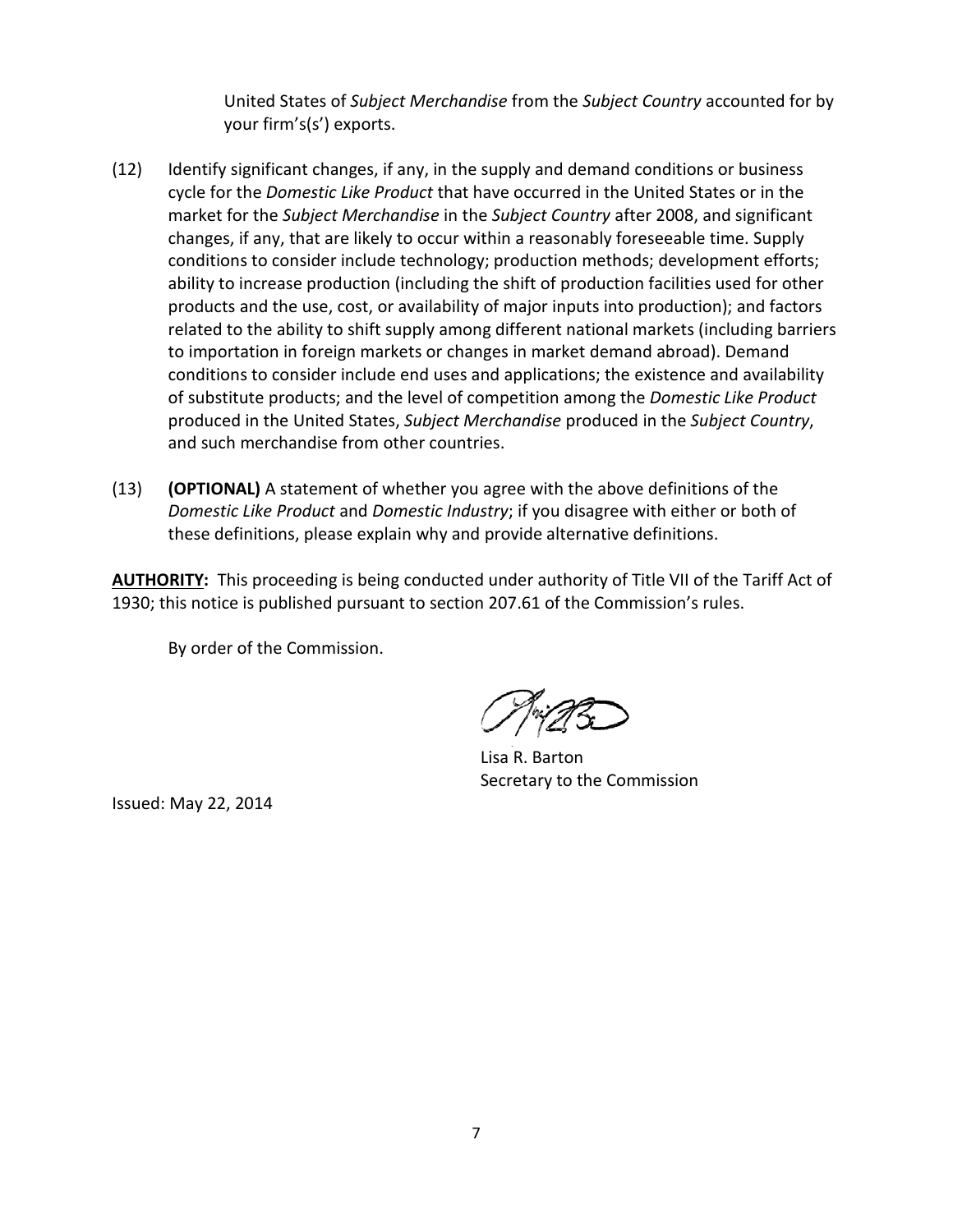United States of *Subject Merchandise* from the *Subject Country* accounted for by your firm's(s') exports.

(12) Identify significant changes, if any, in the supply and demand conditions or business cycle for the *Domestic Like Product* that have occurred in the United States or in the market for the *Subject Merchandise* in the *Subject Country* after 2008, and significant changes, if any, that are likely to occur within a reasonably foreseeable time. Supply conditions to consider include technology; production methods; development efforts; ability to increase production (including the shift of production facilities used for other products and the use, cost, or availability of major inputs into production); and factors related to the ability to shift supply among different national markets (including barriers to importation in foreign markets or changes in market demand abroad). Demand conditions to consider include end uses and applications; the existence and availability of substitute products; and the level of competition among the *Domestic Like Product* produced in the United States, *Subject Merchandise* produced in the *Subject Country*, and such merchandise from other countries.

(13) **(OPTIONAL)** A statement of whether you agree with the above definitions of the *Domestic Like Product* and *Domestic Industry*; if you disagree with either or both of these definitions, please explain why and provide alternative definitions.

**AUTHORITY:** This proceeding is being conducted under authority of Title VII of the Tariff Act of 1930; this notice is published pursuant to section 207.61 of the Commission's rules.

By order of the Commission.

Lisa R. Barton
Secretary to the Commission

Issued: May 22, 2014